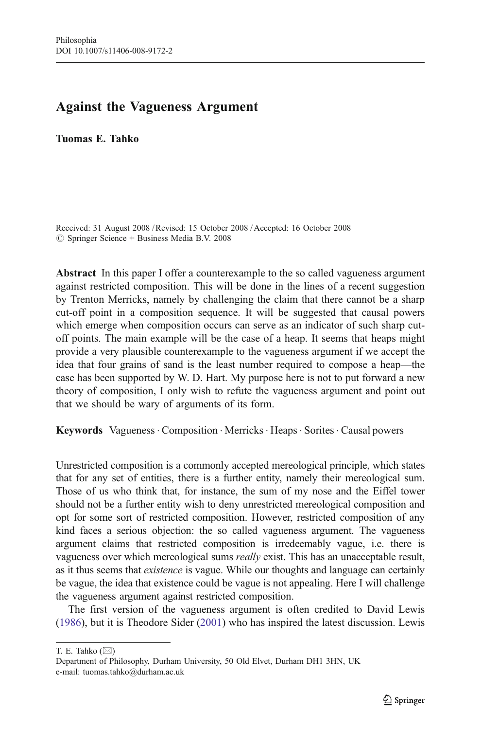# Against the Vagueness Argument

**Tuomas E. Tahko**

Received: 31 August 2008 / Revised: 15 October 2008 / Accepted: 16 October 2008
© Springer Science + Business Media B.V. 2008

**Abstract** In this paper I offer a counterexample to the so called vagueness argument against restricted composition. This will be done in the lines of a recent suggestion by Trenton Merricks, namely by challenging the claim that there cannot be a sharp cut-off point in a composition sequence. It will be suggested that causal powers which emerge when composition occurs can serve as an indicator of such sharp cut-off points. The main example will be the case of a heap. It seems that heaps might provide a very plausible counterexample to the vagueness argument if we accept the idea that four grains of sand is the least number required to compose a heap—the case has been supported by W. D. Hart. My purpose here is not to put forward a new theory of composition, I only wish to refute the vagueness argument and point out that we should be wary of arguments of its form.

**Keywords** Vagueness · Composition · Merricks · Heaps · Sorites · Causal powers

Unrestricted composition is a commonly accepted mereological principle, which states that for any set of entities, there is a further entity, namely their mereological sum. Those of us who think that, for instance, the sum of my nose and the Eiffel tower should not be a further entity wish to deny unrestricted mereological composition and opt for some sort of restricted composition. However, restricted composition of any kind faces a serious objection: the so called vagueness argument. The vagueness argument claims that restricted composition is irredeemably vague, i.e. there is vagueness over which mereological sums *really* exist. This has an unacceptable result, as it thus seems that *existence* is vague. While our thoughts and language can certainly be vague, the idea that existence could be vague is not appealing. Here I will challenge the vagueness argument against restricted composition.

The first version of the vagueness argument is often credited to David Lewis (1986), but it is Theodore Sider (2001) who has inspired the latest discussion. Lewis

T. E. Tahko (✉)
Department of Philosophy, Durham University, 50 Old Elvet, Durham DH1 3HN, UK
e-mail: tuomas.tahko@durham.ac.uk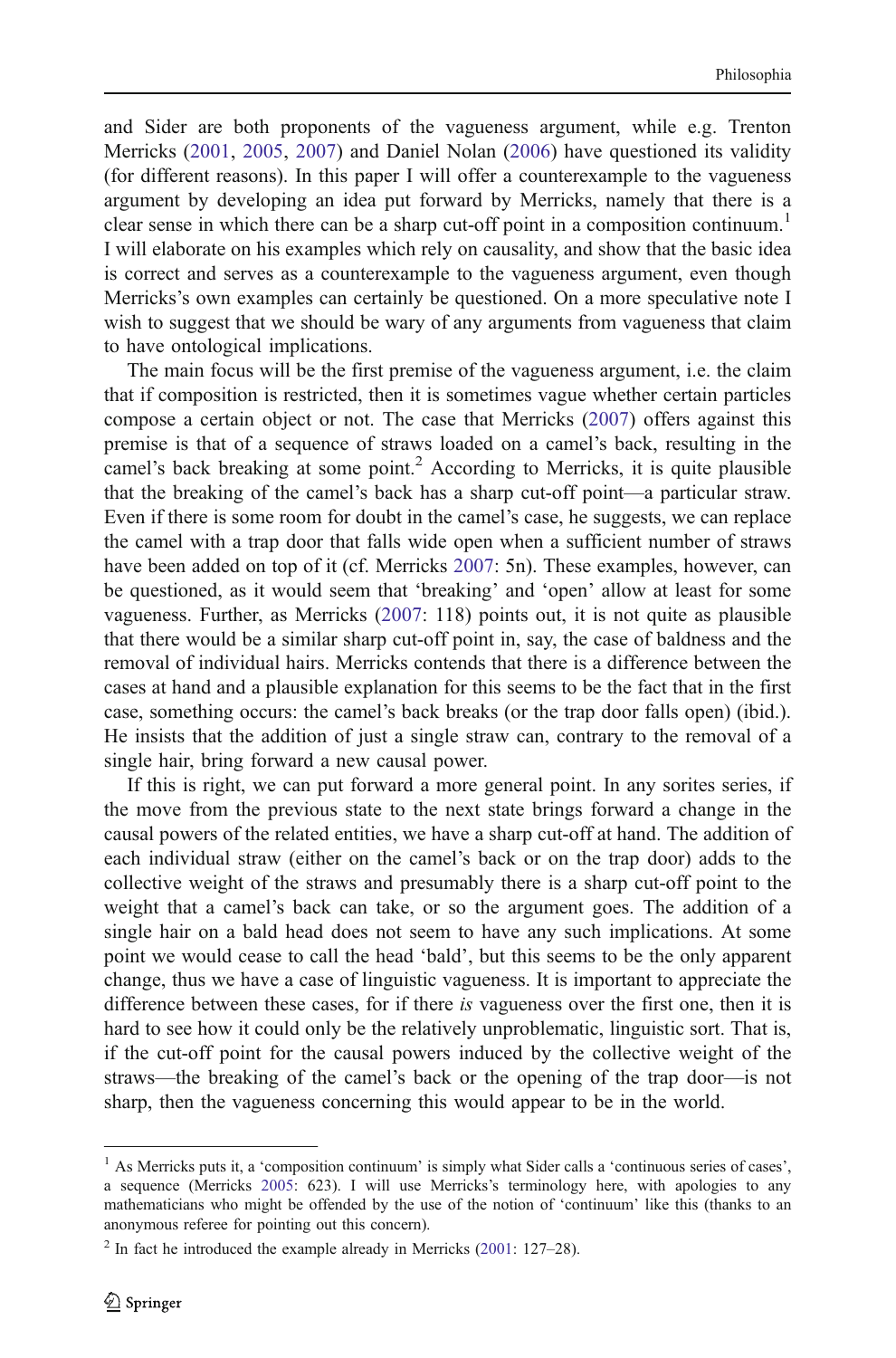and Sider are both proponents of the vagueness argument, while e.g. Trenton Merricks (2001, 2005, 2007) and Daniel Nolan (2006) have questioned its validity (for different reasons). In this paper I will offer a counterexample to the vagueness argument by developing an idea put forward by Merricks, namely that there is a clear sense in which there can be a sharp cut-off point in a composition continuum.[1] I will elaborate on his examples which rely on causality, and show that the basic idea is correct and serves as a counterexample to the vagueness argument, even though Merricks's own examples can certainly be questioned. On a more speculative note I wish to suggest that we should be wary of any arguments from vagueness that claim to have ontological implications.

The main focus will be the first premise of the vagueness argument, i.e. the claim that if composition is restricted, then it is sometimes vague whether certain particles compose a certain object or not. The case that Merricks (2007) offers against this premise is that of a sequence of straws loaded on a camel's back, resulting in the camel's back breaking at some point.[2] According to Merricks, it is quite plausible that the breaking of the camel's back has a sharp cut-off point—a particular straw. Even if there is some room for doubt in the camel's case, he suggests, we can replace the camel with a trap door that falls wide open when a sufficient number of straws have been added on top of it (cf. Merricks 2007: 5n). These examples, however, can be questioned, as it would seem that 'breaking' and 'open' allow at least for some vagueness. Further, as Merricks (2007: 118) points out, it is not quite as plausible that there would be a similar sharp cut-off point in, say, the case of baldness and the removal of individual hairs. Merricks contends that there is a difference between the cases at hand and a plausible explanation for this seems to be the fact that in the first case, something occurs: the camel's back breaks (or the trap door falls open) (ibid.). He insists that the addition of just a single straw can, contrary to the removal of a single hair, bring forward a new causal power.

If this is right, we can put forward a more general point. In any sorites series, if the move from the previous state to the next state brings forward a change in the causal powers of the related entities, we have a sharp cut-off at hand. The addition of each individual straw (either on the camel's back or on the trap door) adds to the collective weight of the straws and presumably there is a sharp cut-off point to the weight that a camel's back can take, or so the argument goes. The addition of a single hair on a bald head does not seem to have any such implications. At some point we would cease to call the head 'bald', but this seems to be the only apparent change, thus we have a case of linguistic vagueness. It is important to appreciate the difference between these cases, for if there *is* vagueness over the first one, then it is hard to see how it could only be the relatively unproblematic, linguistic sort. That is, if the cut-off point for the causal powers induced by the collective weight of the straws—the breaking of the camel's back or the opening of the trap door—is not sharp, then the vagueness concerning this would appear to be in the world.

---

[1] As Merricks puts it, a 'composition continuum' is simply what Sider calls a 'continuous series of cases', a sequence (Merricks 2005: 623). I will use Merricks's terminology here, with apologies to any mathematicians who might be offended by the use of the notion of 'continuum' like this (thanks to an anonymous referee for pointing out this concern).

[2] In fact he introduced the example already in Merricks (2001: 127–28).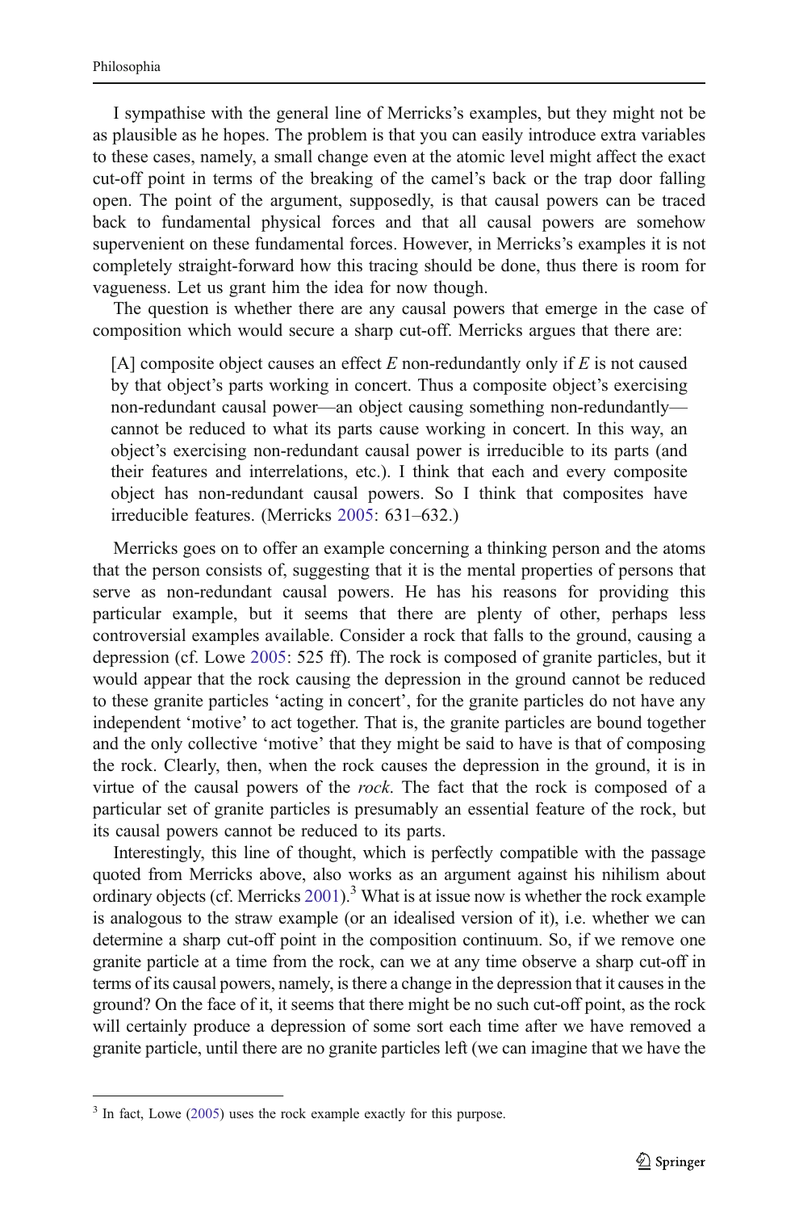I sympathise with the general line of Merricks's examples, but they might not be as plausible as he hopes. The problem is that you can easily introduce extra variables to these cases, namely, a small change even at the atomic level might affect the exact cut-off point in terms of the breaking of the camel's back or the trap door falling open. The point of the argument, supposedly, is that causal powers can be traced back to fundamental physical forces and that all causal powers are somehow supervenient on these fundamental forces. However, in Merricks's examples it is not completely straight-forward how this tracing should be done, thus there is room for vagueness. Let us grant him the idea for now though.

The question is whether there are any causal powers that emerge in the case of composition which would secure a sharp cut-off. Merricks argues that there are:

> [A] composite object causes an effect *E* non-redundantly only if *E* is not caused by that object's parts working in concert. Thus a composite object's exercising non-redundant causal power—an object causing something non-redundantly—cannot be reduced to what its parts cause working in concert. In this way, an object's exercising non-redundant causal power is irreducible to its parts (and their features and interrelations, etc.). I think that each and every composite object has non-redundant causal powers. So I think that composites have irreducible features. (Merricks 2005: 631–632.)

Merricks goes on to offer an example concerning a thinking person and the atoms that the person consists of, suggesting that it is the mental properties of persons that serve as non-redundant causal powers. He has his reasons for providing this particular example, but it seems that there are plenty of other, perhaps less controversial examples available. Consider a rock that falls to the ground, causing a depression (cf. Lowe 2005: 525 ff). The rock is composed of granite particles, but it would appear that the rock causing the depression in the ground cannot be reduced to these granite particles 'acting in concert', for the granite particles do not have any independent 'motive' to act together. That is, the granite particles are bound together and the only collective 'motive' that they might be said to have is that of composing the rock. Clearly, then, when the rock causes the depression in the ground, it is in virtue of the causal powers of the *rock*. The fact that the rock is composed of a particular set of granite particles is presumably an essential feature of the rock, but its causal powers cannot be reduced to its parts.

Interestingly, this line of thought, which is perfectly compatible with the passage quoted from Merricks above, also works as an argument against his nihilism about ordinary objects (cf. Merricks 2001).[3] What is at issue now is whether the rock example is analogous to the straw example (or an idealised version of it), i.e. whether we can determine a sharp cut-off point in the composition continuum. So, if we remove one granite particle at a time from the rock, can we at any time observe a sharp cut-off in terms of its causal powers, namely, is there a change in the depression that it causes in the ground? On the face of it, it seems that there might be no such cut-off point, as the rock will certainly produce a depression of some sort each time after we have removed a granite particle, until there are no granite particles left (we can imagine that we have the

[3] In fact, Lowe (2005) uses the rock example exactly for this purpose.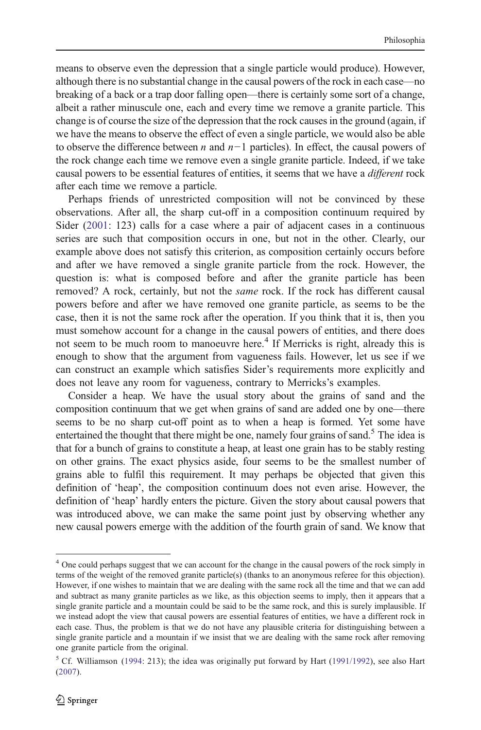means to observe even the depression that a single particle would produce). However, although there is no substantial change in the causal powers of the rock in each case—no breaking of a back or a trap door falling open—there is certainly some sort of a change, albeit a rather minuscule one, each and every time we remove a granite particle. This change is of course the size of the depression that the rock causes in the ground (again, if we have the means to observe the effect of even a single particle, we would also be able to observe the difference between $n$ and $n-1$ particles). In effect, the causal powers of the rock change each time we remove even a single granite particle. Indeed, if we take causal powers to be essential features of entities, it seems that we have a *different* rock after each time we remove a particle.

Perhaps friends of unrestricted composition will not be convinced by these observations. After all, the sharp cut-off in a composition continuum required by Sider (2001: 123) calls for a case where a pair of adjacent cases in a continuous series are such that composition occurs in one, but not in the other. Clearly, our example above does not satisfy this criterion, as composition certainly occurs before and after we have removed a single granite particle from the rock. However, the question is: what is composed before and after the granite particle has been removed? A rock, certainly, but not the *same* rock. If the rock has different causal powers before and after we have removed one granite particle, as seems to be the case, then it is not the same rock after the operation. If you think that it is, then you must somehow account for a change in the causal powers of entities, and there does not seem to be much room to manoeuvre here.[4] If Merricks is right, already this is enough to show that the argument from vagueness fails. However, let us see if we can construct an example which satisfies Sider's requirements more explicitly and does not leave any room for vagueness, contrary to Merricks's examples.

Consider a heap. We have the usual story about the grains of sand and the composition continuum that we get when grains of sand are added one by one—there seems to be no sharp cut-off point as to when a heap is formed. Yet some have entertained the thought that there might be one, namely four grains of sand.[5] The idea is that for a bunch of grains to constitute a heap, at least one grain has to be stably resting on other grains. The exact physics aside, four seems to be the smallest number of grains able to fulfil this requirement. It may perhaps be objected that given this definition of 'heap', the composition continuum does not even arise. However, the definition of 'heap' hardly enters the picture. Given the story about causal powers that was introduced above, we can make the same point just by observing whether any new causal powers emerge with the addition of the fourth grain of sand. We know that

[4] One could perhaps suggest that we can account for the change in the causal powers of the rock simply in terms of the weight of the removed granite particle(s) (thanks to an anonymous referee for this objection). However, if one wishes to maintain that we are dealing with the same rock all the time and that we can add and subtract as many granite particles as we like, as this objection seems to imply, then it appears that a single granite particle and a mountain could be said to be the same rock, and this is surely implausible. If we instead adopt the view that causal powers are essential features of entities, we have a different rock in each case. Thus, the problem is that we do not have any plausible criteria for distinguishing between a single granite particle and a mountain if we insist that we are dealing with the same rock after removing one granite particle from the original.

[5] Cf. Williamson (1994: 213); the idea was originally put forward by Hart (1991/1992), see also Hart (2007).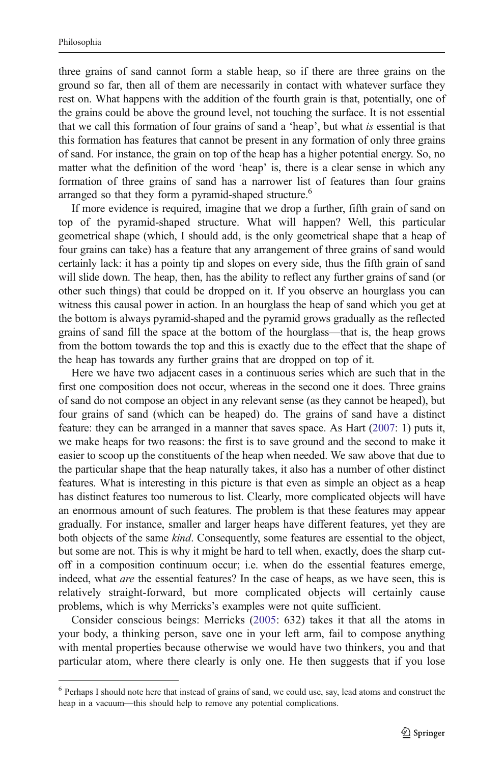three grains of sand cannot form a stable heap, so if there are three grains on the ground so far, then all of them are necessarily in contact with whatever surface they rest on. What happens with the addition of the fourth grain is that, potentially, one of the grains could be above the ground level, not touching the surface. It is not essential that we call this formation of four grains of sand a 'heap', but what *is* essential is that this formation has features that cannot be present in any formation of only three grains of sand. For instance, the grain on top of the heap has a higher potential energy. So, no matter what the definition of the word 'heap' is, there is a clear sense in which any formation of three grains of sand has a narrower list of features than four grains arranged so that they form a pyramid-shaped structure.[6]

If more evidence is required, imagine that we drop a further, fifth grain of sand on top of the pyramid-shaped structure. What will happen? Well, this particular geometrical shape (which, I should add, is the only geometrical shape that a heap of four grains can take) has a feature that any arrangement of three grains of sand would certainly lack: it has a pointy tip and slopes on every side, thus the fifth grain of sand will slide down. The heap, then, has the ability to reflect any further grains of sand (or other such things) that could be dropped on it. If you observe an hourglass you can witness this causal power in action. In an hourglass the heap of sand which you get at the bottom is always pyramid-shaped and the pyramid grows gradually as the reflected grains of sand fill the space at the bottom of the hourglass—that is, the heap grows from the bottom towards the top and this is exactly due to the effect that the shape of the heap has towards any further grains that are dropped on top of it.

Here we have two adjacent cases in a continuous series which are such that in the first one composition does not occur, whereas in the second one it does. Three grains of sand do not compose an object in any relevant sense (as they cannot be heaped), but four grains of sand (which can be heaped) do. The grains of sand have a distinct feature: they can be arranged in a manner that saves space. As Hart (2007: 1) puts it, we make heaps for two reasons: the first is to save ground and the second to make it easier to scoop up the constituents of the heap when needed. We saw above that due to the particular shape that the heap naturally takes, it also has a number of other distinct features. What is interesting in this picture is that even as simple an object as a heap has distinct features too numerous to list. Clearly, more complicated objects will have an enormous amount of such features. The problem is that these features may appear gradually. For instance, smaller and larger heaps have different features, yet they are both objects of the same *kind*. Consequently, some features are essential to the object, but some are not. This is why it might be hard to tell when, exactly, does the sharp cut-off in a composition continuum occur; i.e. when do the essential features emerge, indeed, what *are* the essential features? In the case of heaps, as we have seen, this is relatively straight-forward, but more complicated objects will certainly cause problems, which is why Merricks's examples were not quite sufficient.

Consider conscious beings: Merricks (2005: 632) takes it that all the atoms in your body, a thinking person, save one in your left arm, fail to compose anything with mental properties because otherwise we would have two thinkers, you and that particular atom, where there clearly is only one. He then suggests that if you lose

[6] Perhaps I should note here that instead of grains of sand, we could use, say, lead atoms and construct the heap in a vacuum—this should help to remove any potential complications.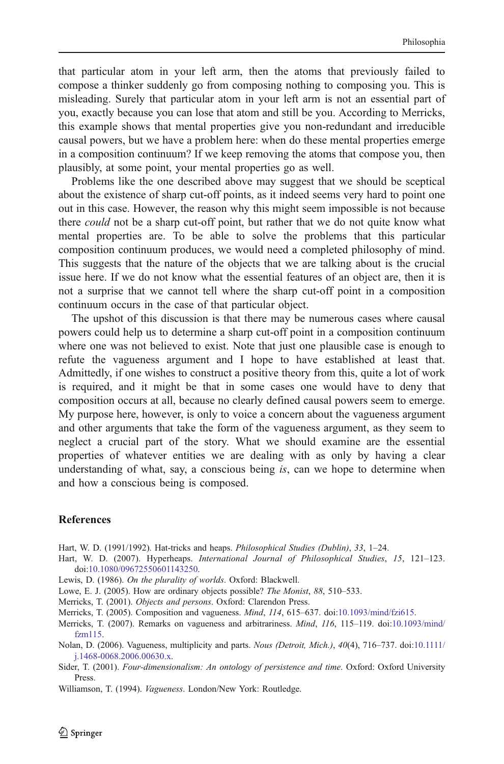that particular atom in your left arm, then the atoms that previously failed to compose a thinker suddenly go from composing nothing to composing you. This is misleading. Surely that particular atom in your left arm is not an essential part of you, exactly because you can lose that atom and still be you. According to Merricks, this example shows that mental properties give you non-redundant and irreducible causal powers, but we have a problem here: when do these mental properties emerge in a composition continuum? If we keep removing the atoms that compose you, then plausibly, at some point, your mental properties go as well.

Problems like the one described above may suggest that we should be sceptical about the existence of sharp cut-off points, as it indeed seems very hard to point one out in this case. However, the reason why this might seem impossible is not because there *could* not be a sharp cut-off point, but rather that we do not quite know what mental properties are. To be able to solve the problems that this particular composition continuum produces, we would need a completed philosophy of mind. This suggests that the nature of the objects that we are talking about is the crucial issue here. If we do not know what the essential features of an object are, then it is not a surprise that we cannot tell where the sharp cut-off point in a composition continuum occurs in the case of that particular object.

The upshot of this discussion is that there may be numerous cases where causal powers could help us to determine a sharp cut-off point in a composition continuum where one was not believed to exist. Note that just one plausible case is enough to refute the vagueness argument and I hope to have established at least that. Admittedly, if one wishes to construct a positive theory from this, quite a lot of work is required, and it might be that in some cases one would have to deny that composition occurs at all, because no clearly defined causal powers seem to emerge. My purpose here, however, is only to voice a concern about the vagueness argument and other arguments that take the form of the vagueness argument, as they seem to neglect a crucial part of the story. What we should examine are the essential properties of whatever entities we are dealing with as only by having a clear understanding of what, say, a conscious being *is*, can we hope to determine when and how a conscious being is composed.

## References

Hart, W. D. (1991/1992). Hat-tricks and heaps. *Philosophical Studies (Dublin)*, *33*, 1–24.

Hart, W. D. (2007). Hyperheaps. *International Journal of Philosophical Studies*, *15*, 121–123. doi:10.1080/09672550601143250.

Lewis, D. (1986). *On the plurality of worlds*. Oxford: Blackwell.

Lowe, E. J. (2005). How are ordinary objects possible? *The Monist*, *88*, 510–533.

Merricks, T. (2001). *Objects and persons*. Oxford: Clarendon Press.

Merricks, T. (2005). Composition and vagueness. *Mind*, *114*, 615–637. doi:10.1093/mind/fzi615.

Merricks, T. (2007). Remarks on vagueness and arbitrariness. *Mind*, *116*, 115–119. doi:10.1093/mind/fzm115.

Nolan, D. (2006). Vagueness, multiplicity and parts. *Nous (Detroit, Mich.)*, *40*(4), 716–737. doi:10.1111/j.1468-0068.2006.00630.x.

Sider, T. (2001). *Four-dimensionalism: An ontology of persistence and time*. Oxford: Oxford University Press.

Williamson, T. (1994). *Vagueness*. London/New York: Routledge.